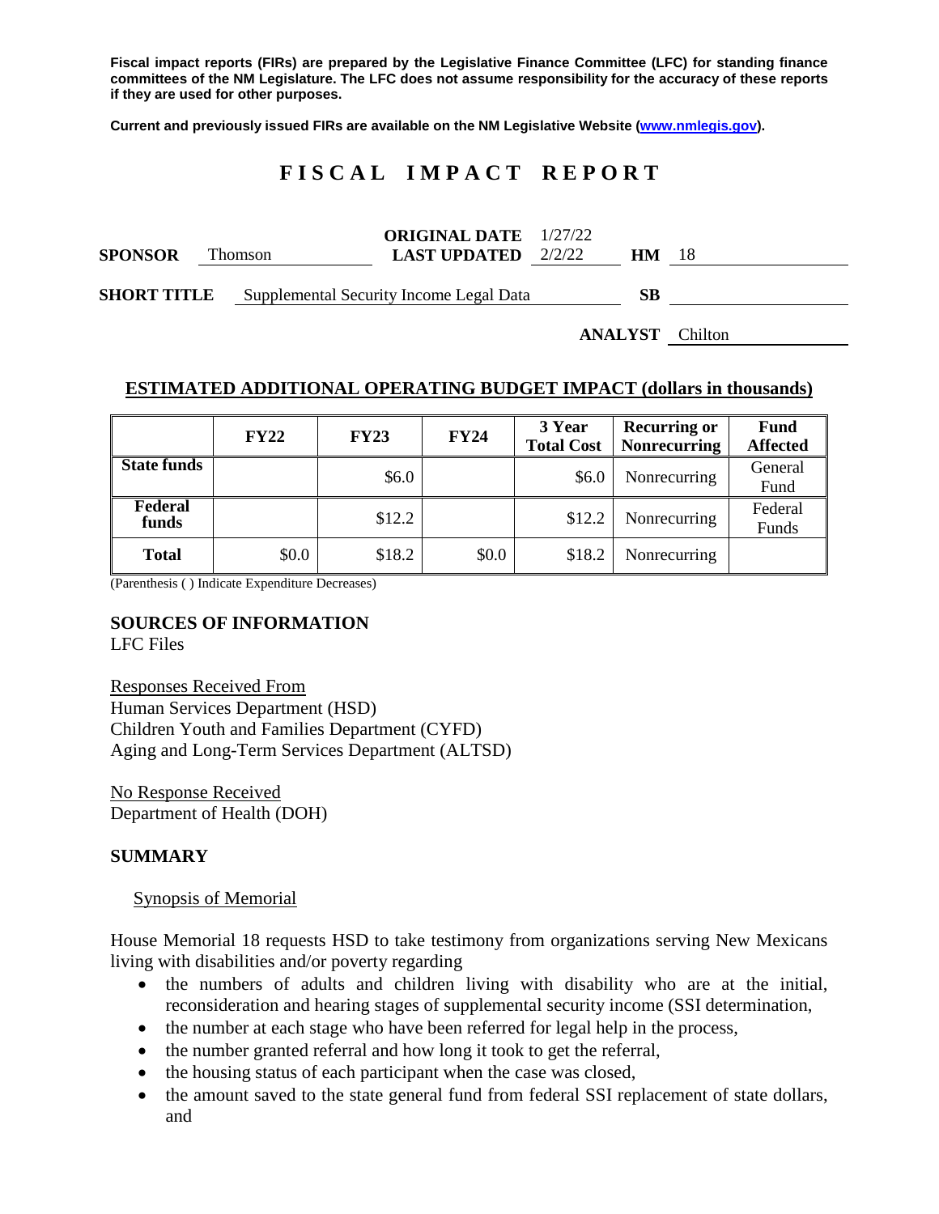**Fiscal impact reports (FIRs) are prepared by the Legislative Finance Committee (LFC) for standing finance committees of the NM Legislature. The LFC does not assume responsibility for the accuracy of these reports if they are used for other purposes.**

**Current and previously issued FIRs are available on the NM Legislative Website (www.nmlegis.gov).**

# FISCAL IMPACT REPORT

**SPONSOR** Thomson **ORIGINAL DATE** 1/27/22 **LAST UPDATED** 2/2/22 **HM** 18

**SHORT TITLE** Supplemental Security Income Legal Data **SB**

**ANALYST** Chilton

## ESTIMATED ADDITIONAL OPERATING BUDGET IMPACT (dollars in thousands)

| | FY22 | FY23 | FY24 | 3 Year Total Cost | Recurring or Nonrecurring | Fund Affected |
|---|---|---|---|---|---|---|
| **State funds** | | $6.0 | | $6.0 | Nonrecurring | General Fund |
| **Federal funds** | | $12.2 | | $12.2 | Nonrecurring | Federal Funds |
| **Total** | $0.0 | $18.2 | $0.0 | $18.2 | Nonrecurring | |

(Parenthesis ( ) Indicate Expenditure Decreases)

## SOURCES OF INFORMATION

LFC Files

Responses Received From
Human Services Department (HSD)
Children Youth and Families Department (CYFD)
Aging and Long-Term Services Department (ALTSD)

No Response Received
Department of Health (DOH)

## SUMMARY

Synopsis of Memorial

House Memorial 18 requests HSD to take testimony from organizations serving New Mexicans living with disabilities and/or poverty regarding

- the numbers of adults and children living with disability who are at the initial, reconsideration and hearing stages of supplemental security income (SSI determination,
- the number at each stage who have been referred for legal help in the process,
- the number granted referral and how long it took to get the referral,
- the housing status of each participant when the case was closed,
- the amount saved to the state general fund from federal SSI replacement of state dollars, and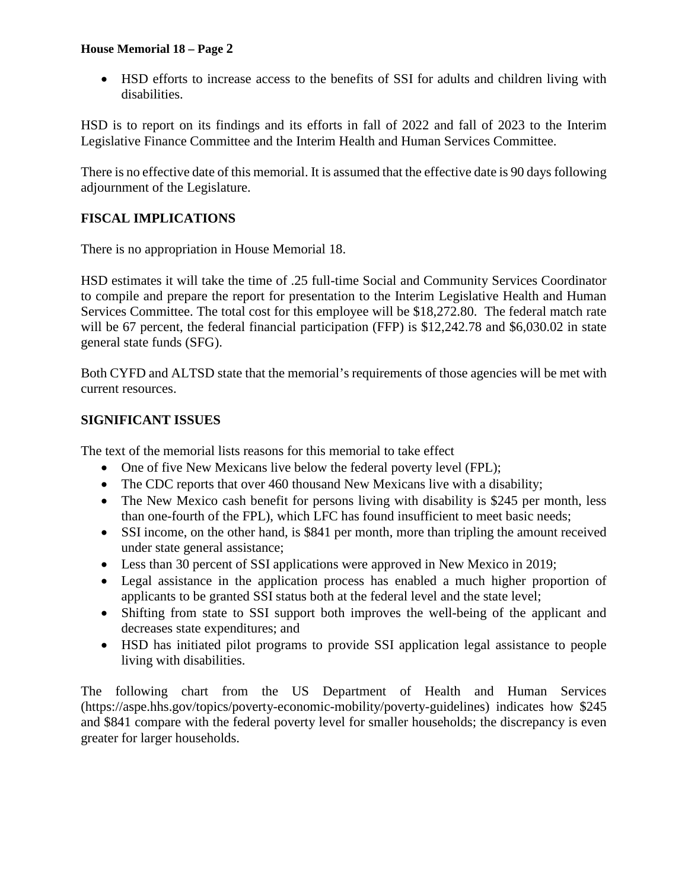- HSD efforts to increase access to the benefits of SSI for adults and children living with disabilities.

HSD is to report on its findings and its efforts in fall of 2022 and fall of 2023 to the Interim Legislative Finance Committee and the Interim Health and Human Services Committee.

There is no effective date of this memorial. It is assumed that the effective date is 90 days following adjournment of the Legislature.

## FISCAL IMPLICATIONS

There is no appropriation in House Memorial 18.

HSD estimates it will take the time of .25 full-time Social and Community Services Coordinator to compile and prepare the report for presentation to the Interim Legislative Health and Human Services Committee. The total cost for this employee will be $18,272.80. The federal match rate will be 67 percent, the federal financial participation (FFP) is $12,242.78 and $6,030.02 in state general state funds (SFG).

Both CYFD and ALTSD state that the memorial's requirements of those agencies will be met with current resources.

## SIGNIFICANT ISSUES

The text of the memorial lists reasons for this memorial to take effect

- One of five New Mexicans live below the federal poverty level (FPL);
- The CDC reports that over 460 thousand New Mexicans live with a disability;
- The New Mexico cash benefit for persons living with disability is $245 per month, less than one-fourth of the FPL), which LFC has found insufficient to meet basic needs;
- SSI income, on the other hand, is $841 per month, more than tripling the amount received under state general assistance;
- Less than 30 percent of SSI applications were approved in New Mexico in 2019;
- Legal assistance in the application process has enabled a much higher proportion of applicants to be granted SSI status both at the federal level and the state level;
- Shifting from state to SSI support both improves the well-being of the applicant and decreases state expenditures; and
- HSD has initiated pilot programs to provide SSI application legal assistance to people living with disabilities.

The following chart from the US Department of Health and Human Services (https://aspe.hhs.gov/topics/poverty-economic-mobility/poverty-guidelines) indicates how $245 and $841 compare with the federal poverty level for smaller households; the discrepancy is even greater for larger households.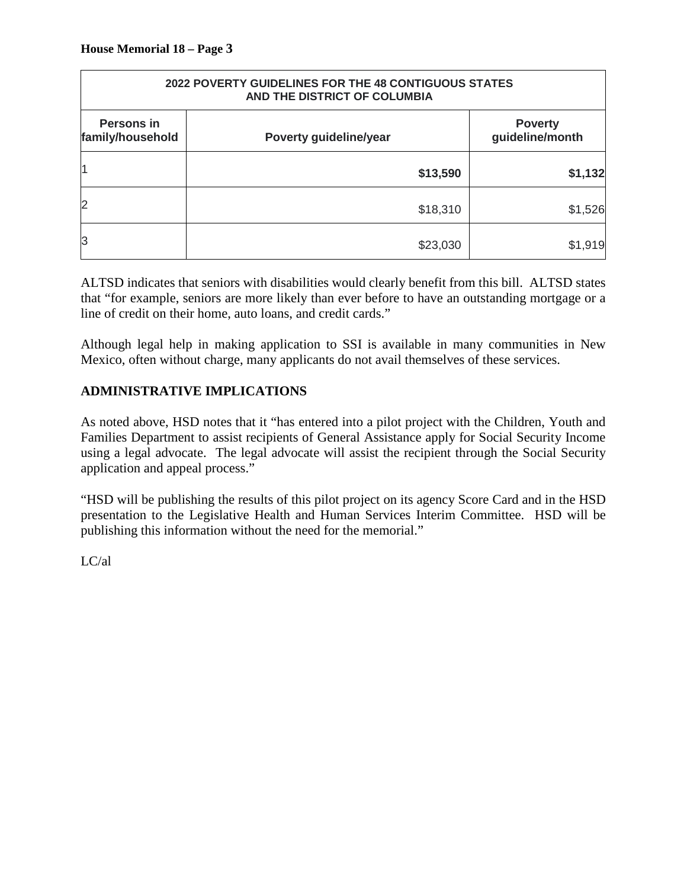| 2022 POVERTY GUIDELINES FOR THE 48 CONTIGUOUS STATES AND THE DISTRICT OF COLUMBIA | | |
|---|---|---|
| **Persons in family/household** | **Poverty guideline/year** | **Poverty guideline/month** |
| 1 | **$13,590** | **$1,132** |
| 2 | $18,310 | $1,526 |
| 3 | $23,030 | $1,919 |

ALTSD indicates that seniors with disabilities would clearly benefit from this bill. ALTSD states that "for example, seniors are more likely than ever before to have an outstanding mortgage or a line of credit on their home, auto loans, and credit cards."

Although legal help in making application to SSI is available in many communities in New Mexico, often without charge, many applicants do not avail themselves of these services.

## ADMINISTRATIVE IMPLICATIONS

As noted above, HSD notes that it "has entered into a pilot project with the Children, Youth and Families Department to assist recipients of General Assistance apply for Social Security Income using a legal advocate. The legal advocate will assist the recipient through the Social Security application and appeal process."

"HSD will be publishing the results of this pilot project on its agency Score Card and in the HSD presentation to the Legislative Health and Human Services Interim Committee. HSD will be publishing this information without the need for the memorial."

LC/al